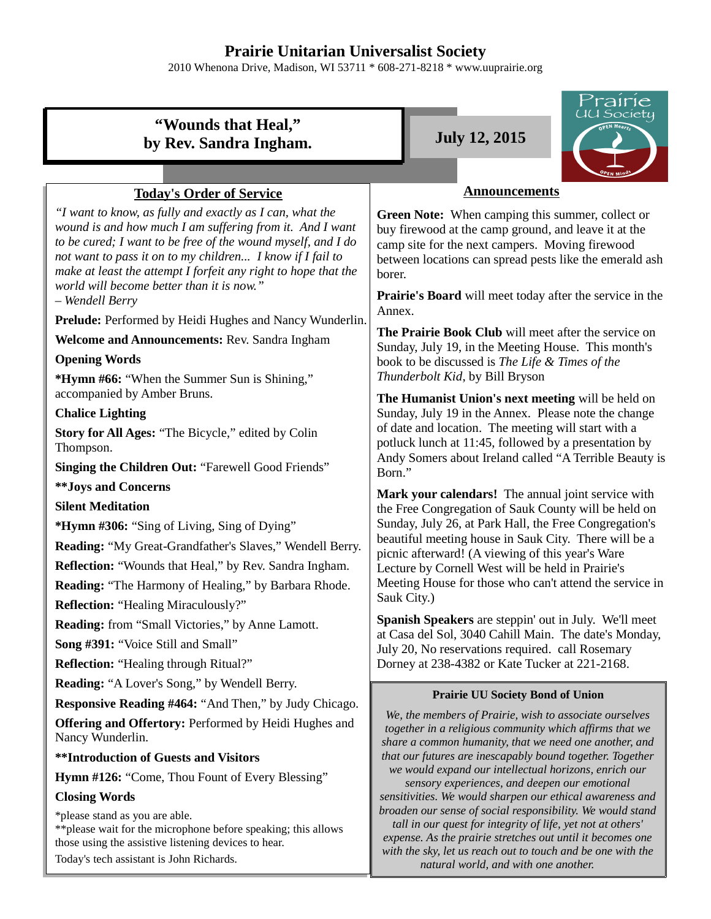# Prairie Unitarian Universalist Society

2010 Whenona Drive, Madison, WI 53711 * 608-271-8218 * www.uuprairie.org

## "Wounds that Heal," by Rev. Sandra Ingham.

**July 12, 2015**

Prairie UU Society — OPEN Hearts — OPEN Minds

### Today's Order of Service

*"I want to know, as fully and exactly as I can, what the wound is and how much I am suffering from it. And I want to be cured; I want to be free of the wound myself, and I do not want to pass it on to my children... I know if I fail to make at least the attempt I forfeit any right to hope that the world will become better than it is now."*
*– Wendell Berry*

**Prelude:** Performed by Heidi Hughes and Nancy Wunderlin.

**Welcome and Announcements:** Rev. Sandra Ingham

**Opening Words**

***Hymn #66:** "When the Summer Sun is Shining," accompanied by Amber Bruns.

**Chalice Lighting**

**Story for All Ages:** "The Bicycle," edited by Colin Thompson.

**Singing the Children Out:** "Farewell Good Friends"

****Joys and Concerns**

**Silent Meditation**

***Hymn #306:** "Sing of Living, Sing of Dying"

**Reading:** "My Great-Grandfather's Slaves," Wendell Berry.

**Reflection:** "Wounds that Heal," by Rev. Sandra Ingham.

**Reading:** "The Harmony of Healing," by Barbara Rhode.

**Reflection:** "Healing Miraculously?"

**Reading:** from "Small Victories," by Anne Lamott.

**Song #391:** "Voice Still and Small"

**Reflection:** "Healing through Ritual?"

**Reading:** "A Lover's Song," by Wendell Berry.

**Responsive Reading #464:** "And Then," by Judy Chicago.

**Offering and Offertory:** Performed by Heidi Hughes and Nancy Wunderlin.

****Introduction of Guests and Visitors**

**Hymn #126:** "Come, Thou Fount of Every Blessing"

**Closing Words**

*please stand as you are able.
**please wait for the microphone before speaking; this allows those using the assistive listening devices to hear.
Today's tech assistant is John Richards.

### Announcements

**Green Note:** When camping this summer, collect or buy firewood at the camp ground, and leave it at the camp site for the next campers. Moving firewood between locations can spread pests like the emerald ash borer.

**Prairie's Board** will meet today after the service in the Annex.

**The Prairie Book Club** will meet after the service on Sunday, July 19, in the Meeting House. This month's book to be discussed is *The Life & Times of the Thunderbolt Kid*, by Bill Bryson

**The Humanist Union's next meeting** will be held on Sunday, July 19 in the Annex. Please note the change of date and location. The meeting will start with a potluck lunch at 11:45, followed by a presentation by Andy Somers about Ireland called "A Terrible Beauty is Born."

**Mark your calendars!** The annual joint service with the Free Congregation of Sauk County will be held on Sunday, July 26, at Park Hall, the Free Congregation's beautiful meeting house in Sauk City. There will be a picnic afterward! (A viewing of this year's Ware Lecture by Cornell West will be held in Prairie's Meeting House for those who can't attend the service in Sauk City.)

**Spanish Speakers** are steppin' out in July. We'll meet at Casa del Sol, 3040 Cahill Main. The date's Monday, July 20, No reservations required. call Rosemary Dorney at 238-4382 or Kate Tucker at 221-2168.

#### Prairie UU Society Bond of Union

*We, the members of Prairie, wish to associate ourselves together in a religious community which affirms that we share a common humanity, that we need one another, and that our futures are inescapably bound together. Together we would expand our intellectual horizons, enrich our sensory experiences, and deepen our emotional sensitivities. We would sharpen our ethical awareness and broaden our sense of social responsibility. We would stand tall in our quest for integrity of life, yet not at others' expense. As the prairie stretches out until it becomes one with the sky, let us reach out to touch and be one with the natural world, and with one another.*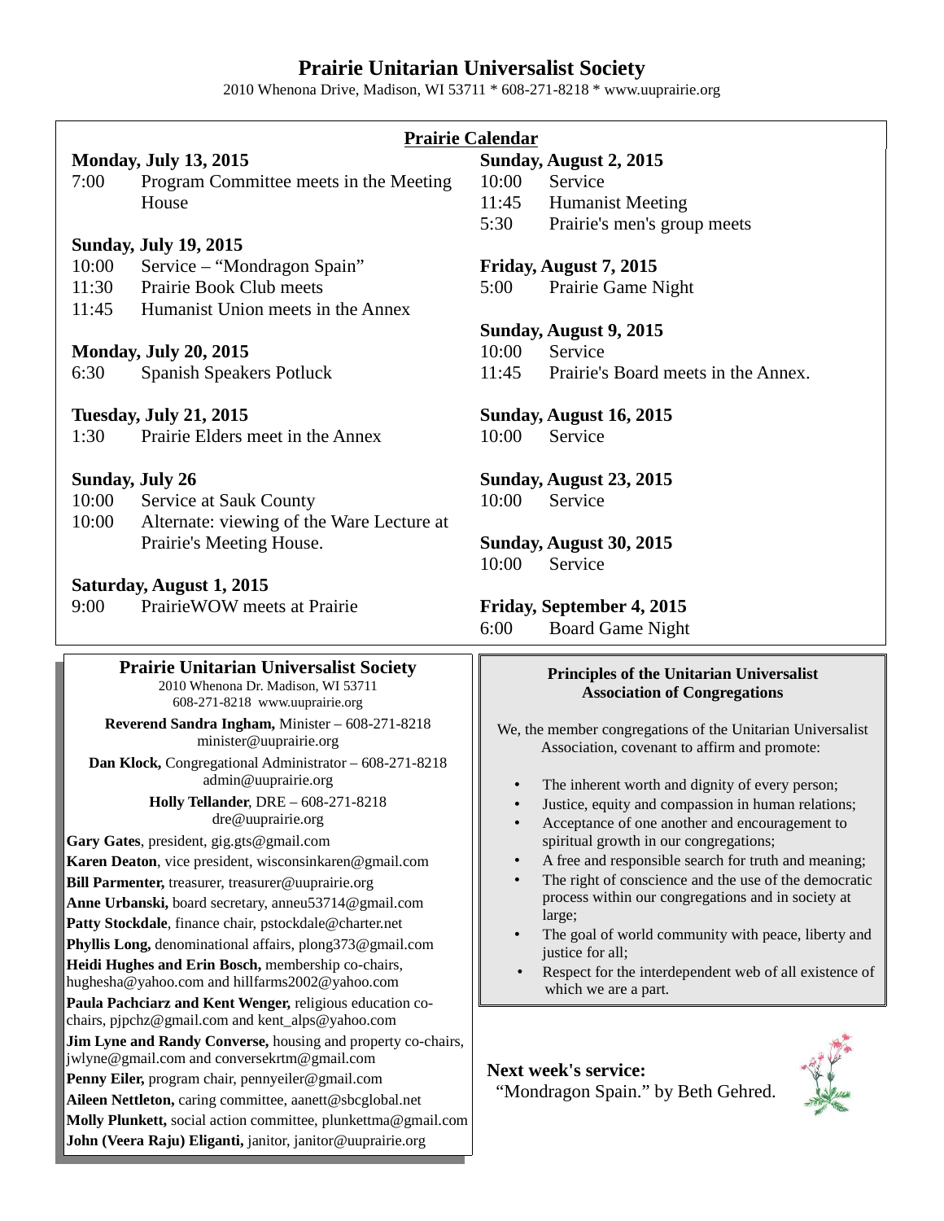# Prairie Unitarian Universalist Society

2010 Whenona Drive, Madison, WI 53711 * 608-271-8218 * www.uuprairie.org

## Prairie Calendar

**Monday, July 13, 2015**
7:00 Program Committee meets in the Meeting House

**Sunday, July 19, 2015**
10:00 Service – "Mondragon Spain"
11:30 Prairie Book Club meets
11:45 Humanist Union meets in the Annex

**Monday, July 20, 2015**
6:30 Spanish Speakers Potluck

**Tuesday, July 21, 2015**
1:30 Prairie Elders meet in the Annex

**Sunday, July 26**
10:00 Service at Sauk County
10:00 Alternate: viewing of the Ware Lecture at Prairie's Meeting House.

**Saturday, August 1, 2015**
9:00 PrairieWOW meets at Prairie

**Sunday, August 2, 2015**
10:00 Service
11:45 Humanist Meeting
5:30 Prairie's men's group meets

**Friday, August 7, 2015**
5:00 Prairie Game Night

**Sunday, August 9, 2015**
10:00 Service
11:45 Prairie's Board meets in the Annex.

**Sunday, August 16, 2015**
10:00 Service

**Sunday, August 23, 2015**
10:00 Service

**Sunday, August 30, 2015**
10:00 Service

**Friday, September 4, 2015**
6:00 Board Game Night

### Prairie Unitarian Universalist Society

2010 Whenona Dr. Madison, WI 53711
608-271-8218 www.uuprairie.org

**Reverend Sandra Ingham,** Minister – 608-271-8218
minister@uuprairie.org

**Dan Klock,** Congregational Administrator – 608-271-8218
admin@uuprairie.org

**Holly Tellander**, DRE – 608-271-8218
dre@uuprairie.org

**Gary Gates**, president, gig.gts@gmail.com
**Karen Deaton**, vice president, wisconsinkaren@gmail.com
**Bill Parmenter,** treasurer, treasurer@uuprairie.org
**Anne Urbanski,** board secretary, anneu53714@gmail.com
**Patty Stockdale**, finance chair, pstockdale@charter.net
**Phyllis Long,** denominational affairs, plong373@gmail.com
**Heidi Hughes and Erin Bosch,** membership co-chairs, hughesha@yahoo.com and hillfarms2002@yahoo.com
**Paula Pachciarz and Kent Wenger,** religious education co-chairs, pjpchz@gmail.com and kent_alps@yahoo.com
**Jim Lyne and Randy Converse,** housing and property co-chairs, jwlyne@gmail.com and conversekrtm@gmail.com
**Penny Eiler,** program chair, pennyeiler@gmail.com
**Aileen Nettleton,** caring committee, aanett@sbcglobal.net
**Molly Plunkett,** social action committee, plunkettma@gmail.com
**John (Veera Raju) Eliganti,** janitor, janitor@uuprairie.org

### Principles of the Unitarian Universalist Association of Congregations

We, the member congregations of the Unitarian Universalist Association, covenant to affirm and promote:

- The inherent worth and dignity of every person;
- Justice, equity and compassion in human relations;
- Acceptance of one another and encouragement to spiritual growth in our congregations;
- A free and responsible search for truth and meaning;
- The right of conscience and the use of the democratic process within our congregations and in society at large;
- The goal of world community with peace, liberty and justice for all;
- Respect for the interdependent web of all existence of which we are a part.

**Next week's service:**
"Mondragon Spain." by Beth Gehred.